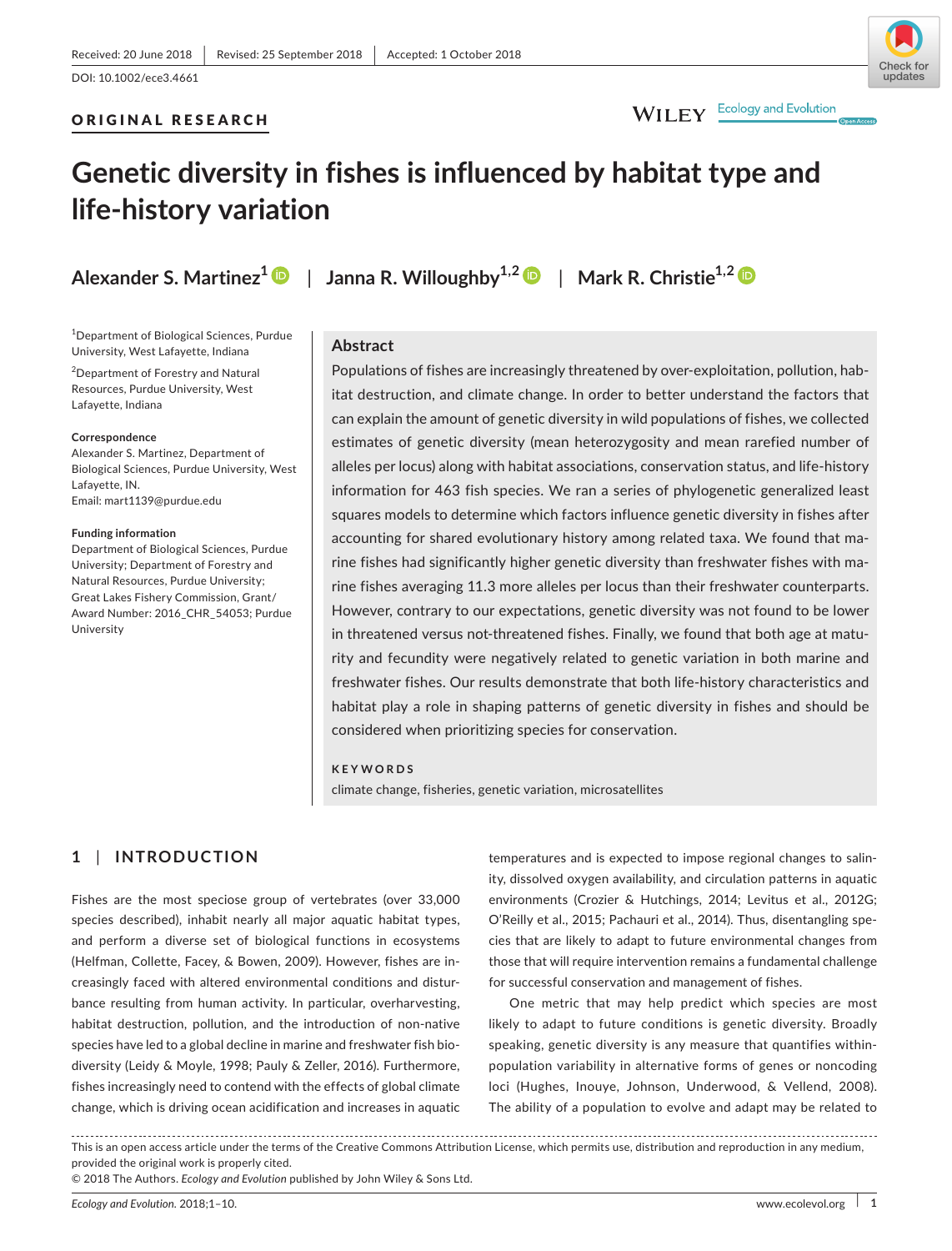Received: 20 June 2018 | Revised: 25 September 2018 | Accepted: 1 October 2018

DOI: 10.1002/ece3.4661

ORIGINAL RESEARCH

# Genetic diversity in fishes is influenced by habitat type and life-history variation

**Alexander S. Martinez[1]** | **Janna R. Willoughby[1,2]** | **Mark R. Christie[1,2]**

[1]Department of Biological Sciences, Purdue University, West Lafayette, Indiana

[2]Department of Forestry and Natural Resources, Purdue University, West Lafayette, Indiana

**Correspondence**
Alexander S. Martinez, Department of Biological Sciences, Purdue University, West Lafayette, IN.
Email: mart1139@purdue.edu

**Funding information**
Department of Biological Sciences, Purdue University; Department of Forestry and Natural Resources, Purdue University; Great Lakes Fishery Commission, Grant/Award Number: 2016_CHR_54053; Purdue University

## Abstract

Populations of fishes are increasingly threatened by over-exploitation, pollution, habitat destruction, and climate change. In order to better understand the factors that can explain the amount of genetic diversity in wild populations of fishes, we collected estimates of genetic diversity (mean heterozygosity and mean rarefied number of alleles per locus) along with habitat associations, conservation status, and life-history information for 463 fish species. We ran a series of phylogenetic generalized least squares models to determine which factors influence genetic diversity in fishes after accounting for shared evolutionary history among related taxa. We found that marine fishes had significantly higher genetic diversity than freshwater fishes with marine fishes averaging 11.3 more alleles per locus than their freshwater counterparts. However, contrary to our expectations, genetic diversity was not found to be lower in threatened versus not-threatened fishes. Finally, we found that both age at maturity and fecundity were negatively related to genetic variation in both marine and freshwater fishes. Our results demonstrate that both life-history characteristics and habitat play a role in shaping patterns of genetic diversity in fishes and should be considered when prioritizing species for conservation.

**KEYWORDS**

climate change, fisheries, genetic variation, microsatellites

## 1 | INTRODUCTION

Fishes are the most speciose group of vertebrates (over 33,000 species described), inhabit nearly all major aquatic habitat types, and perform a diverse set of biological functions in ecosystems (Helfman, Collette, Facey, & Bowen, 2009). However, fishes are increasingly faced with altered environmental conditions and disturbance resulting from human activity. In particular, overharvesting, habitat destruction, pollution, and the introduction of non-native species have led to a global decline in marine and freshwater fish biodiversity (Leidy & Moyle, 1998; Pauly & Zeller, 2016). Furthermore, fishes increasingly need to contend with the effects of global climate change, which is driving ocean acidification and increases in aquatic temperatures and is expected to impose regional changes to salinity, dissolved oxygen availability, and circulation patterns in aquatic environments (Crozier & Hutchings, 2014; Levitus et al., 2012G; O'Reilly et al., 2015; Pachauri et al., 2014). Thus, disentangling species that are likely to adapt to future environmental changes from those that will require intervention remains a fundamental challenge for successful conservation and management of fishes.

One metric that may help predict which species are most likely to adapt to future conditions is genetic diversity. Broadly speaking, genetic diversity is any measure that quantifies within-population variability in alternative forms of genes or noncoding loci (Hughes, Inouye, Johnson, Underwood, & Vellend, 2008). The ability of a population to evolve and adapt may be related to

This is an open access article under the terms of the Creative Commons Attribution License, which permits use, distribution and reproduction in any medium, provided the original work is properly cited.
© 2018 The Authors. *Ecology and Evolution* published by John Wiley & Sons Ltd.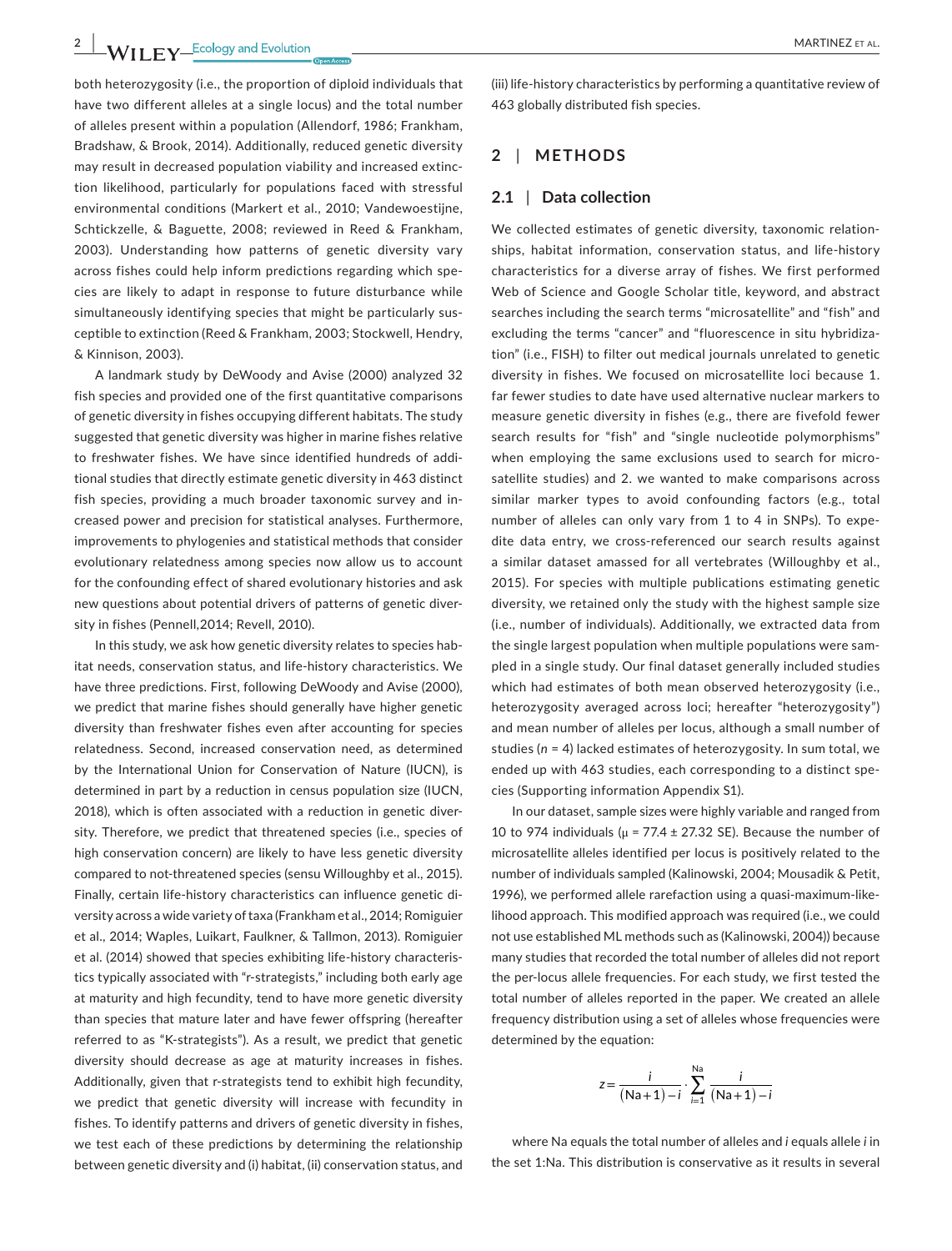both heterozygosity (i.e., the proportion of diploid individuals that have two different alleles at a single locus) and the total number of alleles present within a population (Allendorf, 1986; Frankham, Bradshaw, & Brook, 2014). Additionally, reduced genetic diversity may result in decreased population viability and increased extinction likelihood, particularly for populations faced with stressful environmental conditions (Markert et al., 2010; Vandewoestijne, Schtickzelle, & Baguette, 2008; reviewed in Reed & Frankham, 2003). Understanding how patterns of genetic diversity vary across fishes could help inform predictions regarding which species are likely to adapt in response to future disturbance while simultaneously identifying species that might be particularly susceptible to extinction (Reed & Frankham, 2003; Stockwell, Hendry, & Kinnison, 2003).

A landmark study by DeWoody and Avise (2000) analyzed 32 fish species and provided one of the first quantitative comparisons of genetic diversity in fishes occupying different habitats. The study suggested that genetic diversity was higher in marine fishes relative to freshwater fishes. We have since identified hundreds of additional studies that directly estimate genetic diversity in 463 distinct fish species, providing a much broader taxonomic survey and increased power and precision for statistical analyses. Furthermore, improvements to phylogenies and statistical methods that consider evolutionary relatedness among species now allow us to account for the confounding effect of shared evolutionary histories and ask new questions about potential drivers of patterns of genetic diversity in fishes (Pennell,2014; Revell, 2010).

In this study, we ask how genetic diversity relates to species habitat needs, conservation status, and life-history characteristics. We have three predictions. First, following DeWoody and Avise (2000), we predict that marine fishes should generally have higher genetic diversity than freshwater fishes even after accounting for species relatedness. Second, increased conservation need, as determined by the International Union for Conservation of Nature (IUCN), is determined in part by a reduction in census population size (IUCN, 2018), which is often associated with a reduction in genetic diversity. Therefore, we predict that threatened species (i.e., species of high conservation concern) are likely to have less genetic diversity compared to not-threatened species (sensu Willoughby et al., 2015). Finally, certain life-history characteristics can influence genetic diversity across a wide variety of taxa (Frankham et al., 2014; Romiguier et al., 2014; Waples, Luikart, Faulkner, & Tallmon, 2013). Romiguier et al. (2014) showed that species exhibiting life-history characteristics typically associated with "r-strategists," including both early age at maturity and high fecundity, tend to have more genetic diversity than species that mature later and have fewer offspring (hereafter referred to as "K-strategists"). As a result, we predict that genetic diversity should decrease as age at maturity increases in fishes. Additionally, given that r-strategists tend to exhibit high fecundity, we predict that genetic diversity will increase with fecundity in fishes. To identify patterns and drivers of genetic diversity in fishes, we test each of these predictions by determining the relationship between genetic diversity and (i) habitat, (ii) conservation status, and (iii) life-history characteristics by performing a quantitative review of 463 globally distributed fish species.

## 2 | METHODS

### 2.1 | Data collection

We collected estimates of genetic diversity, taxonomic relationships, habitat information, conservation status, and life-history characteristics for a diverse array of fishes. We first performed Web of Science and Google Scholar title, keyword, and abstract searches including the search terms "microsatellite" and "fish" and excluding the terms "cancer" and "fluorescence in situ hybridization" (i.e., FISH) to filter out medical journals unrelated to genetic diversity in fishes. We focused on microsatellite loci because 1. far fewer studies to date have used alternative nuclear markers to measure genetic diversity in fishes (e.g., there are fivefold fewer search results for "fish" and "single nucleotide polymorphisms" when employing the same exclusions used to search for microsatellite studies) and 2. we wanted to make comparisons across similar marker types to avoid confounding factors (e.g., total number of alleles can only vary from 1 to 4 in SNPs). To expedite data entry, we cross-referenced our search results against a similar dataset amassed for all vertebrates (Willoughby et al., 2015). For species with multiple publications estimating genetic diversity, we retained only the study with the highest sample size (i.e., number of individuals). Additionally, we extracted data from the single largest population when multiple populations were sampled in a single study. Our final dataset generally included studies which had estimates of both mean observed heterozygosity (i.e., heterozygosity averaged across loci; hereafter "heterozygosity") and mean number of alleles per locus, although a small number of studies ($n = 4$) lacked estimates of heterozygosity. In sum total, we ended up with 463 studies, each corresponding to a distinct species (Supporting information Appendix S1).

In our dataset, sample sizes were highly variable and ranged from 10 to 974 individuals ($\mu = 77.4 \pm 27.32$ SE). Because the number of microsatellite alleles identified per locus is positively related to the number of individuals sampled (Kalinowski, 2004; Mousadik & Petit, 1996), we performed allele rarefaction using a quasi-maximum-likelihood approach. This modified approach was required (i.e., we could not use established ML methods such as (Kalinowski, 2004)) because many studies that recorded the total number of alleles did not report the per-locus allele frequencies. For each study, we first tested the total number of alleles reported in the paper. We created an allele frequency distribution using a set of alleles whose frequencies were determined by the equation:

$$z = \frac{i}{(\text{Na}+1)-i} \cdot \sum_{i=1}^{\text{Na}} \frac{i}{(\text{Na}+1)-i}$$

where Na equals the total number of alleles and $i$ equals allele $i$ in the set 1:Na. This distribution is conservative as it results in several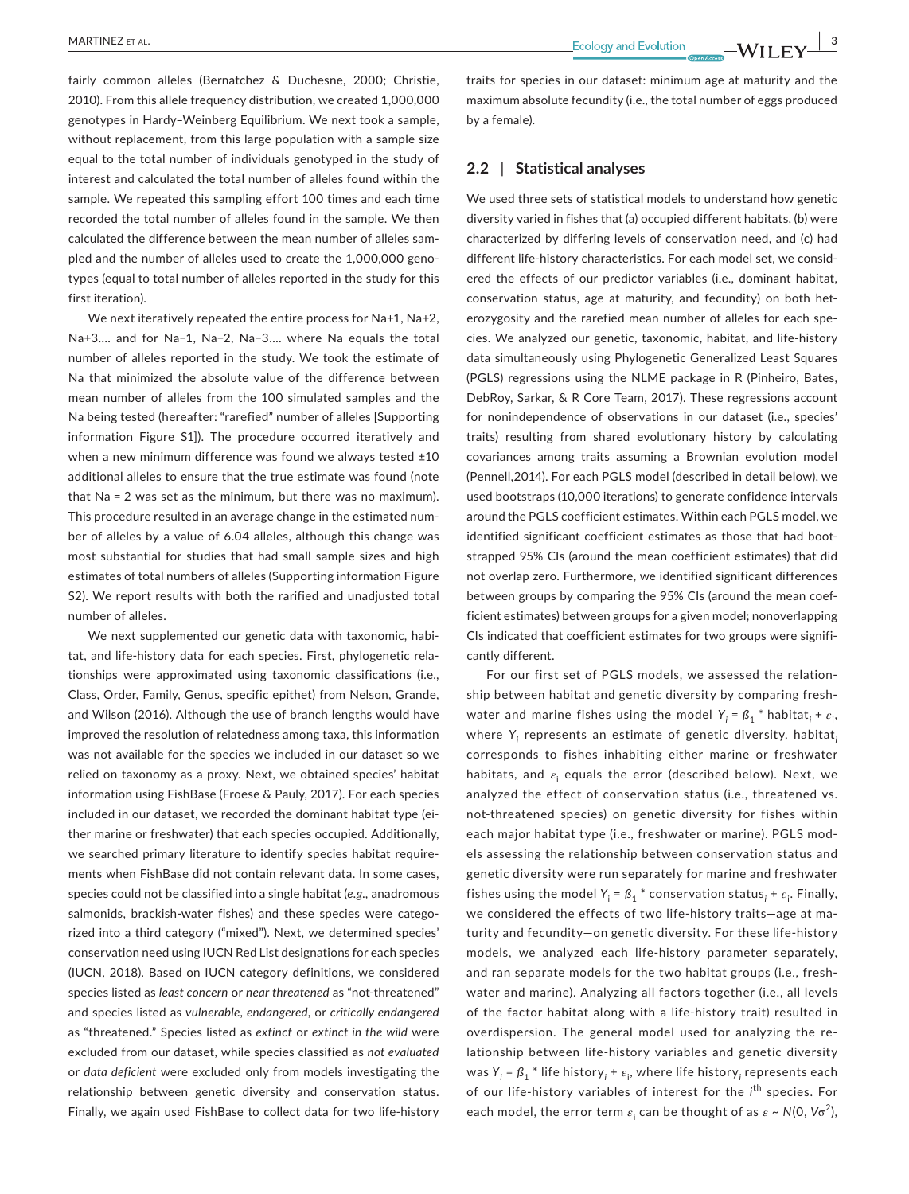fairly common alleles (Bernatchez & Duchesne, 2000; Christie, 2010). From this allele frequency distribution, we created 1,000,000 genotypes in Hardy–Weinberg Equilibrium. We next took a sample, without replacement, from this large population with a sample size equal to the total number of individuals genotyped in the study of interest and calculated the total number of alleles found within the sample. We repeated this sampling effort 100 times and each time recorded the total number of alleles found in the sample. We then calculated the difference between the mean number of alleles sampled and the number of alleles used to create the 1,000,000 genotypes (equal to total number of alleles reported in the study for this first iteration).

We next iteratively repeated the entire process for Na+1, Na+2, Na+3.... and for Na−1, Na−2, Na−3.... where Na equals the total number of alleles reported in the study. We took the estimate of Na that minimized the absolute value of the difference between mean number of alleles from the 100 simulated samples and the Na being tested (hereafter: "rarefied" number of alleles [Supporting information Figure S1]). The procedure occurred iteratively and when a new minimum difference was found we always tested ±10 additional alleles to ensure that the true estimate was found (note that Na = 2 was set as the minimum, but there was no maximum). This procedure resulted in an average change in the estimated number of alleles by a value of 6.04 alleles, although this change was most substantial for studies that had small sample sizes and high estimates of total numbers of alleles (Supporting information Figure S2). We report results with both the rarified and unadjusted total number of alleles.

We next supplemented our genetic data with taxonomic, habitat, and life-history data for each species. First, phylogenetic relationships were approximated using taxonomic classifications (i.e., Class, Order, Family, Genus, specific epithet) from Nelson, Grande, and Wilson (2016). Although the use of branch lengths would have improved the resolution of relatedness among taxa, this information was not available for the species we included in our dataset so we relied on taxonomy as a proxy. Next, we obtained species' habitat information using FishBase (Froese & Pauly, 2017). For each species included in our dataset, we recorded the dominant habitat type (either marine or freshwater) that each species occupied. Additionally, we searched primary literature to identify species habitat requirements when FishBase did not contain relevant data. In some cases, species could not be classified into a single habitat (*e.g.*, anadromous salmonids, brackish-water fishes) and these species were categorized into a third category ("mixed"). Next, we determined species' conservation need using IUCN Red List designations for each species (IUCN, 2018). Based on IUCN category definitions, we considered species listed as *least concern* or *near threatened* as "not-threatened" and species listed as *vulnerable*, *endangered*, or *critically endangered* as "threatened." Species listed as *extinct* or *extinct in the wild* were excluded from our dataset, while species classified as *not evaluated* or *data deficient* were excluded only from models investigating the relationship between genetic diversity and conservation status. Finally, we again used FishBase to collect data for two life-history traits for species in our dataset: minimum age at maturity and the maximum absolute fecundity (i.e., the total number of eggs produced by a female).

## 2.2 | Statistical analyses

We used three sets of statistical models to understand how genetic diversity varied in fishes that (a) occupied different habitats, (b) were characterized by differing levels of conservation need, and (c) had different life-history characteristics. For each model set, we considered the effects of our predictor variables (i.e., dominant habitat, conservation status, age at maturity, and fecundity) on both heterozygosity and the rarefied mean number of alleles for each species. We analyzed our genetic, taxonomic, habitat, and life-history data simultaneously using Phylogenetic Generalized Least Squares (PGLS) regressions using the NLME package in R (Pinheiro, Bates, DebRoy, Sarkar, & R Core Team, 2017). These regressions account for nonindependence of observations in our dataset (i.e., species' traits) resulting from shared evolutionary history by calculating covariances among traits assuming a Brownian evolution model (Pennell,2014). For each PGLS model (described in detail below), we used bootstraps (10,000 iterations) to generate confidence intervals around the PGLS coefficient estimates. Within each PGLS model, we identified significant coefficient estimates as those that had bootstrapped 95% CIs (around the mean coefficient estimates) that did not overlap zero. Furthermore, we identified significant differences between groups by comparing the 95% CIs (around the mean coefficient estimates) between groups for a given model; nonoverlapping CIs indicated that coefficient estimates for two groups were significantly different.

For our first set of PGLS models, we assessed the relationship between habitat and genetic diversity by comparing freshwater and marine fishes using the model $Y_i = ß_1 * \text{habitat}_i + \varepsilon_i$, where $Y_i$ represents an estimate of genetic diversity, $\text{habitat}_i$ corresponds to fishes inhabiting either marine or freshwater habitats, and $\varepsilon_i$ equals the error (described below). Next, we analyzed the effect of conservation status (i.e., threatened vs. not-threatened species) on genetic diversity for fishes within each major habitat type (i.e., freshwater or marine). PGLS models assessing the relationship between conservation status and genetic diversity were run separately for marine and freshwater fishes using the model $Y_i = ß_1 * \text{conservation status}_i + \varepsilon_i$. Finally, we considered the effects of two life-history traits—age at maturity and fecundity—on genetic diversity. For these life-history models, we analyzed each life-history parameter separately, and ran separate models for the two habitat groups (i.e., freshwater and marine). Analyzing all factors together (i.e., all levels of the factor habitat along with a life-history trait) resulted in overdispersion. The general model used for analyzing the relationship between life-history variables and genetic diversity was $Y_i = ß_1 * \text{life history}_i + \varepsilon_i$, where $\text{life history}_i$ represents each of our life-history variables of interest for the $i^{\text{th}}$ species. For each model, the error term $\varepsilon_i$ can be thought of as $\varepsilon \sim N(0, V\sigma^2)$,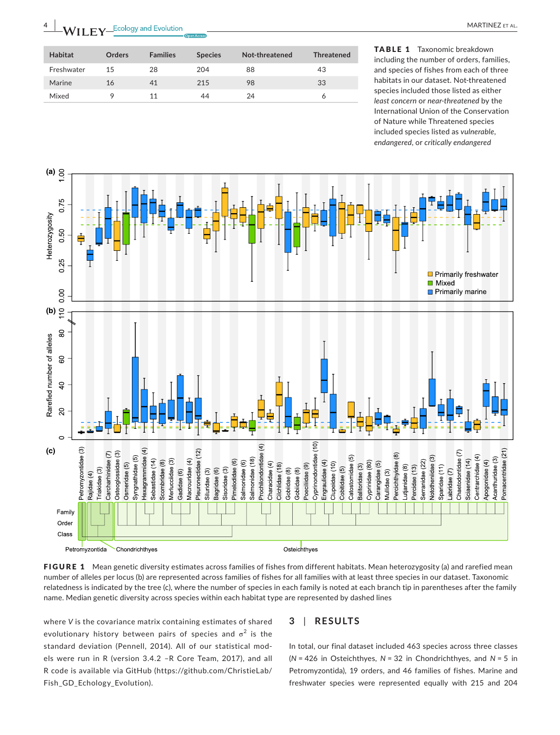| Habitat | Orders | Families | Species | Not-threatened | Threatened |
|---|---|---|---|---|---|
| Freshwater | 15 | 28 | 204 | 88 | 43 |
| Marine | 16 | 41 | 215 | 98 | 33 |
| Mixed | 9 | 11 | 44 | 24 | 6 |

**TABLE 1** Taxonomic breakdown including the number of orders, families, and species of fishes from each of three habitats in our dataset. Not-threatened species included those listed as either *least concern* or *near-threatened* by the International Union of the Conservation of Nature while Threatened species included species listed as *vulnerable*, *endangered*, or *critically endangered*

(a)
Heterozygosity
0.00
0.25
0.50
0.75
1.00
Primarily freshwater
Mixed
Primarily marine

(b)
Rarefied number of alleles
0
20
40
60
80
110

(c)
Petromyzontidae (3)
Rajidae (4)
Triakidae (3)
Carcharhinidae (7)
Osteoglossidae (3)
Osmeridae (5)
Syngnathidae (5)
Hexagrammidae (4)
Sebastidae (14)
Scombridae (8)
Merlucciidae (3)
Gadidae (6)
Macrouridae (4)
Pleuronectidae (12)
Siluridae (3)
Bagridae (6)
Sisoridae (3)
Pimelodidae (6)
Salmonidae (6)
Salmonidae (18)
Prochilodontidae (4)
Characidae (4)
Cichlidae (18)
Gobiidae (8)
Gobiidae (8)
Poeciliidae (9)
Cyprinodontidae (10)
Engraulidae (4)
Clupeidae (10)
Cobitidae (5)
Catostomidae (5)
Balitoridae (3)
Cyprinidae (80)
Carangidae (5)
Mullidae (3)
Percichthyidae (8)
Lutjanidae (8)
Percidae (13)
Serranidae (22)
Nototheniidae (3)
Sparidae (11)
Labridae (7)
Chaetodontidae (7)
Sciaenidae (14)
Centrarchidae (4)
Apogonidae (4)
Acanthuridae (3)
Pomacentridae (21)
Family
Order
Class
Petromyzontida
Chondrichthyes
Osteichthyes

**FIGURE 1** Mean genetic diversity estimates across families of fishes from different habitats. Mean heterozygosity (a) and rarefied mean number of alleles per locus (b) are represented across families of fishes for all families with at least three species in our dataset. Taxonomic relatedness is indicated by the tree (c), where the number of species in each family is noted at each branch tip in parentheses after the family name. Median genetic diversity across species within each habitat type are represented by dashed lines

where $V$ is the covariance matrix containing estimates of shared evolutionary history between pairs of species and $\sigma^2$ is the standard deviation (Pennell, 2014). All of our statistical models were run in R (version 3.4.2 –R Core Team, 2017), and all R code is available via GitHub (https://github.com/ChristieLab/Fish_GD_Echology_Evolution).

## 3 | RESULTS

In total, our final dataset included 463 species across three classes ($N$ = 426 in Osteichthyes, $N$ = 32 in Chondrichthyes, and $N$ = 5 in Petromyzontida), 19 orders, and 46 families of fishes. Marine and freshwater species were represented equally with 215 and 204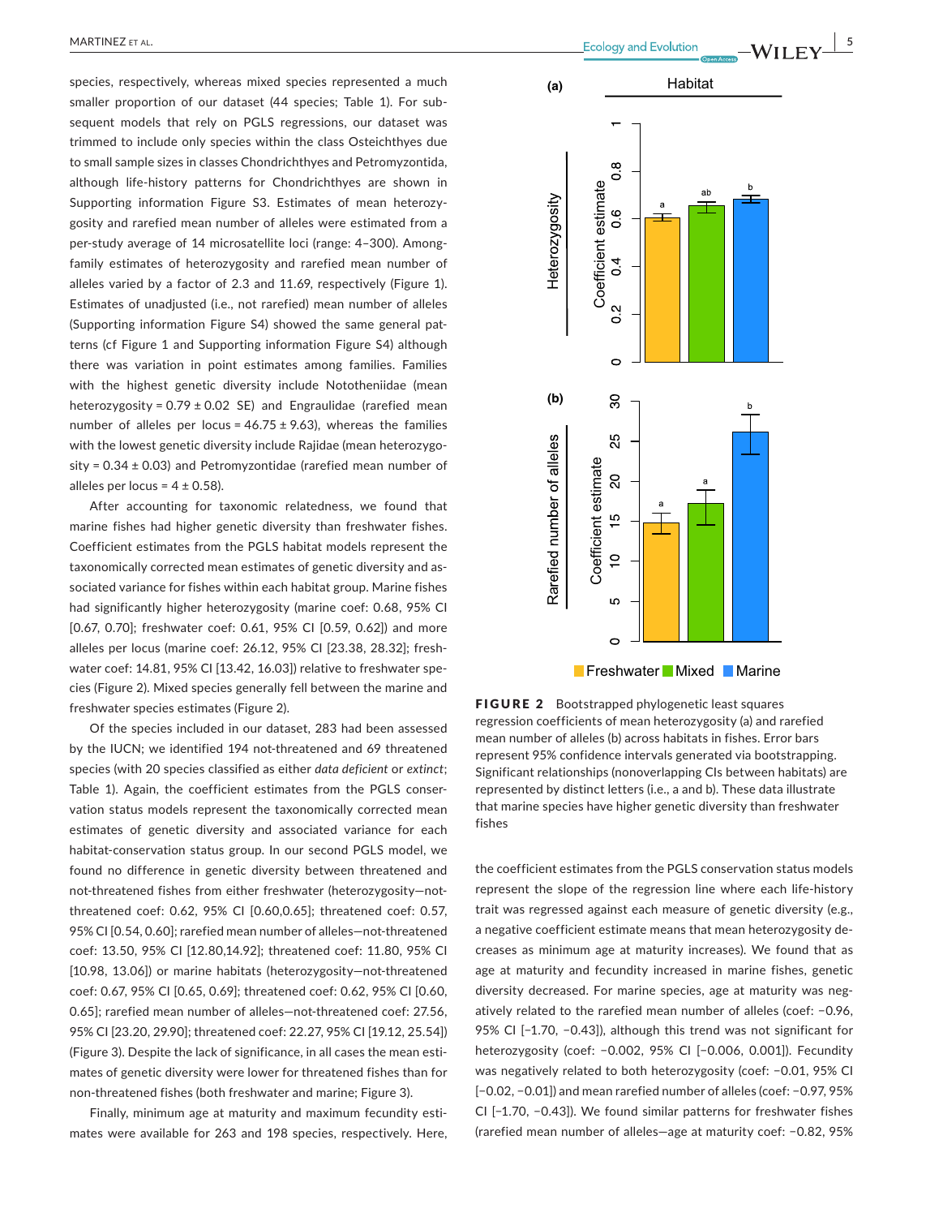species, respectively, whereas mixed species represented a much smaller proportion of our dataset (44 species; Table 1). For subsequent models that rely on PGLS regressions, our dataset was trimmed to include only species within the class Osteichthyes due to small sample sizes in classes Chondrichthyes and Petromyzontida, although life-history patterns for Chondrichthyes are shown in Supporting information Figure S3. Estimates of mean heterozygosity and rarefied mean number of alleles were estimated from a per-study average of 14 microsatellite loci (range: 4–300). Among-family estimates of heterozygosity and rarefied mean number of alleles varied by a factor of 2.3 and 11.69, respectively (Figure 1). Estimates of unadjusted (i.e., not rarefied) mean number of alleles (Supporting information Figure S4) showed the same general patterns (cf Figure 1 and Supporting information Figure S4) although there was variation in point estimates among families. Families with the highest genetic diversity include Nototheniidae (mean heterozygosity = 0.79 ± 0.02 SE) and Engraulidae (rarefied mean number of alleles per locus = 46.75 ± 9.63), whereas the families with the lowest genetic diversity include Rajidae (mean heterozygosity = 0.34 ± 0.03) and Petromyzontidae (rarefied mean number of alleles per locus = 4 ± 0.58).

After accounting for taxonomic relatedness, we found that marine fishes had higher genetic diversity than freshwater fishes. Coefficient estimates from the PGLS habitat models represent the taxonomically corrected mean estimates of genetic diversity and associated variance for fishes within each habitat group. Marine fishes had significantly higher heterozygosity (marine coef: 0.68, 95% CI [0.67, 0.70]; freshwater coef: 0.61, 95% CI [0.59, 0.62]) and more alleles per locus (marine coef: 26.12, 95% CI [23.38, 28.32]; freshwater coef: 14.81, 95% CI [13.42, 16.03]) relative to freshwater species (Figure 2). Mixed species generally fell between the marine and freshwater species estimates (Figure 2).

Of the species included in our dataset, 283 had been assessed by the IUCN; we identified 194 not-threatened and 69 threatened species (with 20 species classified as either *data deficient* or *extinct*; Table 1). Again, the coefficient estimates from the PGLS conservation status models represent the taxonomically corrected mean estimates of genetic diversity and associated variance for each habitat-conservation status group. In our second PGLS model, we found no difference in genetic diversity between threatened and not-threatened fishes from either freshwater (heterozygosity—not-threatened coef: 0.62, 95% CI [0.60,0.65]; threatened coef: 0.57, 95% CI [0.54, 0.60]; rarefied mean number of alleles—not-threatened coef: 13.50, 95% CI [12.80,14.92]; threatened coef: 11.80, 95% CI [10.98, 13.06]) or marine habitats (heterozygosity—not-threatened coef: 0.67, 95% CI [0.65, 0.69]; threatened coef: 0.62, 95% CI [0.60, 0.65]; rarefied mean number of alleles—not-threatened coef: 27.56, 95% CI [23.20, 29.90]; threatened coef: 22.27, 95% CI [19.12, 25.54]) (Figure 3). Despite the lack of significance, in all cases the mean estimates of genetic diversity were lower for threatened fishes than for non-threatened fishes (both freshwater and marine; Figure 3).

Finally, minimum age at maturity and maximum fecundity estimates were available for 263 and 198 species, respectively. Here, the coefficient estimates from the PGLS conservation status models represent the slope of the regression line where each life-history trait was regressed against each measure of genetic diversity (e.g., a negative coefficient estimate means that mean heterozygosity decreases as minimum age at maturity increases). We found that as age at maturity and fecundity increased in marine fishes, genetic diversity decreased. For marine species, age at maturity was negatively related to the rarefied mean number of alleles (coef: −0.96, 95% CI [−1.70, −0.43]), although this trend was not significant for heterozygosity (coef: −0.002, 95% CI [−0.006, 0.001]). Fecundity was negatively related to both heterozygosity (coef: −0.01, 95% CI [−0.02, −0.01]) and mean rarefied number of alleles (coef: −0.97, 95% CI [−1.70, −0.43]). We found similar patterns for freshwater fishes (rarefied mean number of alleles—age at maturity coef: −0.82, 95%

(a) Habitat
Heterozygosity
Coefficient estimate
0 0.2 0.4 0.6 0.8 1
a ab b

(b)
Rarefied number of alleles
Coefficient estimate
0 5 10 15 20 25 30
a a b

Freshwater Mixed Marine

**FIGURE 2** Bootstrapped phylogenetic least squares regression coefficients of mean heterozygosity (a) and rarefied mean number of alleles (b) across habitats in fishes. Error bars represent 95% confidence intervals generated via bootstrapping. Significant relationships (nonoverlapping CIs between habitats) are represented by distinct letters (i.e., a and b). These data illustrate that marine species have higher genetic diversity than freshwater fishes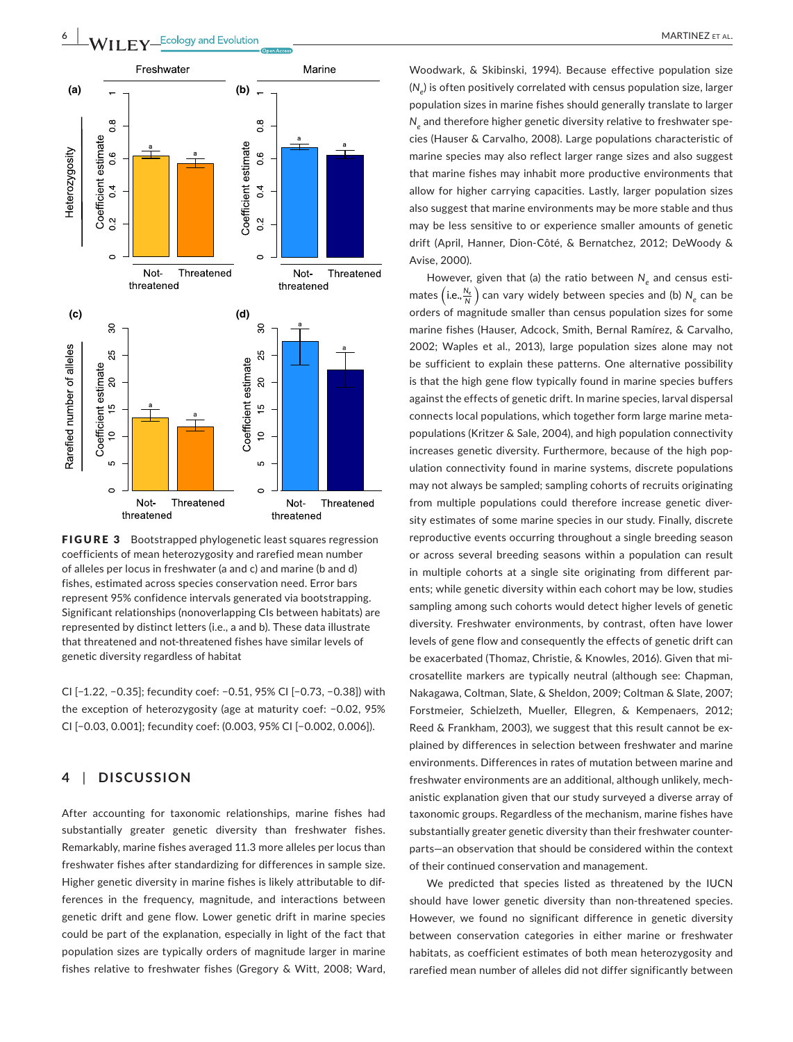Freshwater

Marine

(a)

(b)

Heterozygosity

Coefficient estimate

0 0.2 0.4 0.6 0.8 1

a a

Not-threatened Threatened

Coefficient estimate

0 0.2 0.4 0.6 0.8 1

a a

Not-threatened Threatened

(c)

(d)

Rarefied number of alleles

Coefficient estimate

0 5 10 15 20 25 30

a a

Not-threatened Threatened

Coefficient estimate

0 5 10 15 20 25 30

a a

Not-threatened Threatened

**FIGURE 3** Bootstrapped phylogenetic least squares regression coefficients of mean heterozygosity and rarefied mean number of alleles per locus in freshwater (a and c) and marine (b and d) fishes, estimated across species conservation need. Error bars represent 95% confidence intervals generated via bootstrapping. Significant relationships (nonoverlapping CIs between habitats) are represented by distinct letters (i.e., a and b). These data illustrate that threatened and not-threatened fishes have similar levels of genetic diversity regardless of habitat

CI [−1.22, −0.35]; fecundity coef: −0.51, 95% CI [−0.73, −0.38]) with the exception of heterozygosity (age at maturity coef: −0.02, 95% CI [−0.03, 0.001]; fecundity coef: (0.003, 95% CI [−0.002, 0.006]).

## 4 | DISCUSSION

After accounting for taxonomic relationships, marine fishes had substantially greater genetic diversity than freshwater fishes. Remarkably, marine fishes averaged 11.3 more alleles per locus than freshwater fishes after standardizing for differences in sample size. Higher genetic diversity in marine fishes is likely attributable to differences in the frequency, magnitude, and interactions between genetic drift and gene flow. Lower genetic drift in marine species could be part of the explanation, especially in light of the fact that population sizes are typically orders of magnitude larger in marine fishes relative to freshwater fishes (Gregory & Witt, 2008; Ward, Woodwark, & Skibinski, 1994). Because effective population size ($N_e$) is often positively correlated with census population size, larger population sizes in marine fishes should generally translate to larger $N_e$ and therefore higher genetic diversity relative to freshwater species (Hauser & Carvalho, 2008). Large populations characteristic of marine species may also reflect larger range sizes and also suggest that marine fishes may inhabit more productive environments that allow for higher carrying capacities. Lastly, larger population sizes also suggest that marine environments may be more stable and thus may be less sensitive to or experience smaller amounts of genetic drift (April, Hanner, Dion-Côté, & Bernatchez, 2012; DeWoody & Avise, 2000).

However, given that (a) the ratio between $N_e$ and census estimates $\left(\text{i.e.,} \frac{N_e}{N}\right)$ can vary widely between species and (b) $N_e$ can be orders of magnitude smaller than census population sizes for some marine fishes (Hauser, Adcock, Smith, Bernal Ramírez, & Carvalho, 2002; Waples et al., 2013), large population sizes alone may not be sufficient to explain these patterns. One alternative possibility is that the high gene flow typically found in marine species buffers against the effects of genetic drift. In marine species, larval dispersal connects local populations, which together form large marine metapopulations (Kritzer & Sale, 2004), and high population connectivity increases genetic diversity. Furthermore, because of the high population connectivity found in marine systems, discrete populations may not always be sampled; sampling cohorts of recruits originating from multiple populations could therefore increase genetic diversity estimates of some marine species in our study. Finally, discrete reproductive events occurring throughout a single breeding season or across several breeding seasons within a population can result in multiple cohorts at a single site originating from different parents; while genetic diversity within each cohort may be low, studies sampling among such cohorts would detect higher levels of genetic diversity. Freshwater environments, by contrast, often have lower levels of gene flow and consequently the effects of genetic drift can be exacerbated (Thomaz, Christie, & Knowles, 2016). Given that microsatellite markers are typically neutral (although see: Chapman, Nakagawa, Coltman, Slate, & Sheldon, 2009; Coltman & Slate, 2007; Forstmeier, Schielzeth, Mueller, Ellegren, & Kempenaers, 2012; Reed & Frankham, 2003), we suggest that this result cannot be explained by differences in selection between freshwater and marine environments. Differences in rates of mutation between marine and freshwater environments are an additional, although unlikely, mechanistic explanation given that our study surveyed a diverse array of taxonomic groups. Regardless of the mechanism, marine fishes have substantially greater genetic diversity than their freshwater counterparts—an observation that should be considered within the context of their continued conservation and management.

We predicted that species listed as threatened by the IUCN should have lower genetic diversity than non-threatened species. However, we found no significant difference in genetic diversity between conservation categories in either marine or freshwater habitats, as coefficient estimates of both mean heterozygosity and rarefied mean number of alleles did not differ significantly between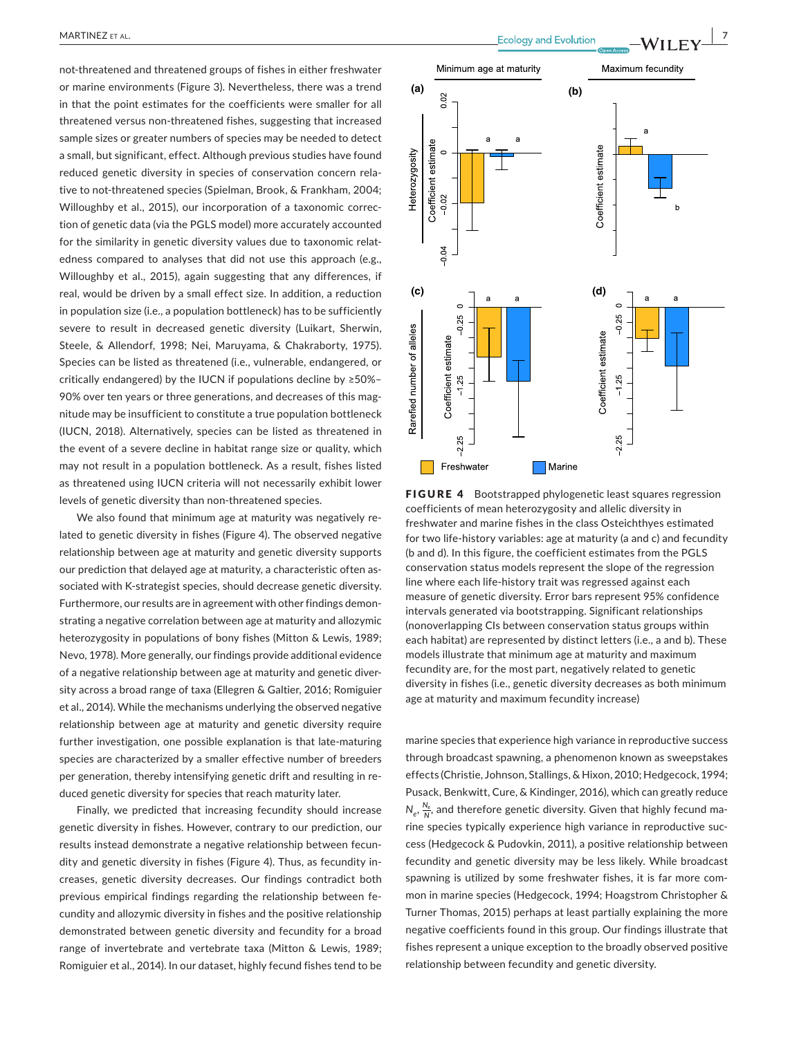not-threatened and threatened groups of fishes in either freshwater or marine environments (Figure 3). Nevertheless, there was a trend in that the point estimates for the coefficients were smaller for all threatened versus non-threatened fishes, suggesting that increased sample sizes or greater numbers of species may be needed to detect a small, but significant, effect. Although previous studies have found reduced genetic diversity in species of conservation concern relative to not-threatened species (Spielman, Brook, & Frankham, 2004; Willoughby et al., 2015), our incorporation of a taxonomic correction of genetic data (via the PGLS model) more accurately accounted for the similarity in genetic diversity values due to taxonomic relatedness compared to analyses that did not use this approach (e.g., Willoughby et al., 2015), again suggesting that any differences, if real, would be driven by a small effect size. In addition, a reduction in population size (i.e., a population bottleneck) has to be sufficiently severe to result in decreased genetic diversity (Luikart, Sherwin, Steele, & Allendorf, 1998; Nei, Maruyama, & Chakraborty, 1975). Species can be listed as threatened (i.e., vulnerable, endangered, or critically endangered) by the IUCN if populations decline by ≥50%–90% over ten years or three generations, and decreases of this magnitude may be insufficient to constitute a true population bottleneck (IUCN, 2018). Alternatively, species can be listed as threatened in the event of a severe decline in habitat range size or quality, which may not result in a population bottleneck. As a result, fishes listed as threatened using IUCN criteria will not necessarily exhibit lower levels of genetic diversity than non-threatened species.

We also found that minimum age at maturity was negatively related to genetic diversity in fishes (Figure 4). The observed negative relationship between age at maturity and genetic diversity supports our prediction that delayed age at maturity, a characteristic often associated with K-strategist species, should decrease genetic diversity. Furthermore, our results are in agreement with other findings demonstrating a negative correlation between age at maturity and allozymic heterozygosity in populations of bony fishes (Mitton & Lewis, 1989; Nevo, 1978). More generally, our findings provide additional evidence of a negative relationship between age at maturity and genetic diversity across a broad range of taxa (Ellegren & Galtier, 2016; Romiguier et al., 2014). While the mechanisms underlying the observed negative relationship between age at maturity and genetic diversity require further investigation, one possible explanation is that late-maturing species are characterized by a smaller effective number of breeders per generation, thereby intensifying genetic drift and resulting in reduced genetic diversity for species that reach maturity later.

Finally, we predicted that increasing fecundity should increase genetic diversity in fishes. However, contrary to our prediction, our results instead demonstrate a negative relationship between fecundity and genetic diversity in fishes (Figure 4). Thus, as fecundity increases, genetic diversity decreases. Our findings contradict both previous empirical findings regarding the relationship between fecundity and allozymic diversity in fishes and the positive relationship demonstrated between genetic diversity and fecundity for a broad range of invertebrate and vertebrate taxa (Mitton & Lewis, 1989; Romiguier et al., 2014). In our dataset, highly fecund fishes tend to be marine species that experience high variance in reproductive success through broadcast spawning, a phenomenon known as sweepstakes effects (Christie, Johnson, Stallings, & Hixon, 2010; Hedgecock, 1994; Pusack, Benkwitt, Cure, & Kindinger, 2016), which can greatly reduce $N_e$, $\frac{N_e}{N}$, and therefore genetic diversity. Given that highly fecund marine species typically experience high variance in reproductive success (Hedgecock & Pudovkin, 2011), a positive relationship between fecundity and genetic diversity may be less likely. While broadcast spawning is utilized by some freshwater fishes, it is far more common in marine species (Hedgecock, 1994; Hoagstrom Christopher & Turner Thomas, 2015) perhaps at least partially explaining the more negative coefficients found in this group. Our findings illustrate that fishes represent a unique exception to the broadly observed positive relationship between fecundity and genetic diversity.

Minimum age at maturity
Maximum fecundity
(a)
(b)
Heterozygosity
Coefficient estimate
0.02
0
−0.02
−0.04
a a
a
b
(c)
(d)
Rarefied number of alleles
Coefficient estimate
0
−0.25
−1.25
−2.25
a a
a a
Freshwater
Marine

**FIGURE 4** Bootstrapped phylogenetic least squares regression coefficients of mean heterozygosity and allelic diversity in freshwater and marine fishes in the class Osteichthyes estimated for two life-history variables: age at maturity (a and c) and fecundity (b and d). In this figure, the coefficient estimates from the PGLS conservation status models represent the slope of the regression line where each life-history trait was regressed against each measure of genetic diversity. Error bars represent 95% confidence intervals generated via bootstrapping. Significant relationships (nonoverlapping CIs between conservation status groups within each habitat) are represented by distinct letters (i.e., a and b). These models illustrate that minimum age at maturity and maximum fecundity are, for the most part, negatively related to genetic diversity in fishes (i.e., genetic diversity decreases as both minimum age at maturity and maximum fecundity increase)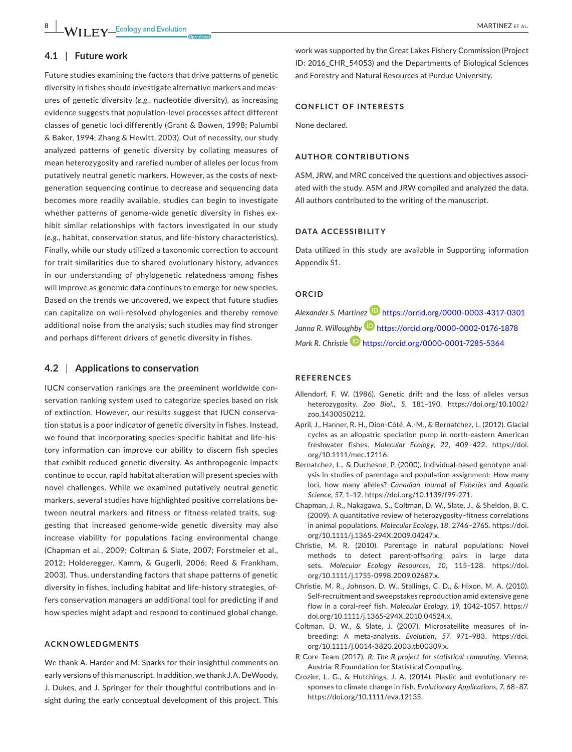### 4.1 | Future work

Future studies examining the factors that drive patterns of genetic diversity in fishes should investigate alternative markers and measures of genetic diversity (*e.g.*, nucleotide diversity), as increasing evidence suggests that population-level processes affect different classes of genetic loci differently (Grant & Bowen, 1998; Palumbi & Baker, 1994; Zhang & Hewitt, 2003). Out of necessity, our study analyzed patterns of genetic diversity by collating measures of mean heterozygosity and rarefied number of alleles per locus from putatively neutral genetic markers. However, as the costs of next-generation sequencing continue to decrease and sequencing data becomes more readily available, studies can begin to investigate whether patterns of genome-wide genetic diversity in fishes exhibit similar relationships with factors investigated in our study (*e.g.*, habitat, conservation status, and life-history characteristics). Finally, while our study utilized a taxonomic correction to account for trait similarities due to shared evolutionary history, advances in our understanding of phylogenetic relatedness among fishes will improve as genomic data continues to emerge for new species. Based on the trends we uncovered, we expect that future studies can capitalize on well-resolved phylogenies and thereby remove additional noise from the analysis; such studies may find stronger and perhaps different drivers of genetic diversity in fishes.

### 4.2 | Applications to conservation

IUCN conservation rankings are the preeminent worldwide conservation ranking system used to categorize species based on risk of extinction. However, our results suggest that IUCN conservation status is a poor indicator of genetic diversity in fishes. Instead, we found that incorporating species-specific habitat and life-history information can improve our ability to discern fish species that exhibit reduced genetic diversity. As anthropogenic impacts continue to occur, rapid habitat alteration will present species with novel challenges. While we examined putatively neutral genetic markers, several studies have highlighted positive correlations between neutral markers and fitness or fitness-related traits, suggesting that increased genome-wide genetic diversity may also increase viability for populations facing environmental change (Chapman et al., 2009; Coltman & Slate, 2007; Forstmeier et al., 2012; Holderegger, Kamm, & Gugerli, 2006; Reed & Frankham, 2003). Thus, understanding factors that shape patterns of genetic diversity in fishes, including habitat and life-history strategies, offers conservation managers an additional tool for predicting if and how species might adapt and respond to continued global change.

## ACKNOWLEDGMENTS

We thank A. Harder and M. Sparks for their insightful comments on early versions of this manuscript. In addition, we thank J.A. DeWoody, J. Dukes, and J. Springer for their thoughtful contributions and insight during the early conceptual development of this project. This work was supported by the Great Lakes Fishery Commission (Project ID: 2016_CHR_54053) and the Departments of Biological Sciences and Forestry and Natural Resources at Purdue University.

## CONFLICT OF INTERESTS

None declared.

## AUTHOR CONTRIBUTIONS

ASM, JRW, and MRC conceived the questions and objectives associated with the study. ASM and JRW compiled and analyzed the data. All authors contributed to the writing of the manuscript.

## DATA ACCESSIBILITY

Data utilized in this study are available in Supporting information Appendix S1.

## ORCID

*Alexander S. Martinez* https://orcid.org/0000-0003-4317-0301

*Janna R. Willoughby* https://orcid.org/0000-0002-0176-1878

*Mark R. Christie* https://orcid.org/0000-0001-7285-5364

## REFERENCES

Allendorf, F. W. (1986). Genetic drift and the loss of alleles versus heterozygosity. *Zoo Biol.*, *5*, 181–190. https://doi.org/10.1002/zoo.1430050212.

April, J., Hanner, R. H., Dion-Côté, A.-M., & Bernatchez, L. (2012). Glacial cycles as an allopatric speciation pump in north-eastern American freshwater fishes. *Molecular Ecology*, *22*, 409–422. https://doi.org/10.1111/mec.12116.

Bernatchez, L., & Duchesne, P. (2000). Individual-based genotype analysis in studies of parentage and population assignment: How many loci, how many alleles? *Canadian Journal of Fisheries and Aquatic Science*, *57*, 1–12. https://doi.org/10.1139/f99-271.

Chapman, J. R., Nakagawa, S., Coltman, D. W., Slate, J., & Sheldon, B. C. (2009). A quantitative review of heterozygosity–fitness correlations in animal populations. *Molecular Ecology*, *18*, 2746–2765. https://doi.org/10.1111/j.1365-294X.2009.04247.x.

Christie, M. R. (2010). Parentage in natural populations: Novel methods to detect parent-offspring pairs in large data sets. *Molecular Ecology Resources*, *10*, 115–128. https://doi.org/10.1111/j.1755-0998.2009.02687.x.

Christie, M. R., Johnson, D. W., Stallings, C. D., & Hixon, M. A. (2010). Self-recruitment and sweepstakes reproduction amid extensive gene flow in a coral-reef fish. *Molecular Ecology*, *19*, 1042–1057. https://doi.org/10.1111/j.1365-294X.2010.04524.x.

Coltman, D. W., & Slate, J. (2007). Microsatellite measures of inbreeding: A meta-analysis. *Evolution*, *57*, 971–983. https://doi.org/10.1111/j.0014-3820.2003.tb00309.x.

R Core Team (2017). *R: The R project for statistical computing*. Vienna, Austria: R Foundation for Statistical Computing.

Crozier, L. G., & Hutchings, J. A. (2014). Plastic and evolutionary responses to climate change in fish. *Evolutionary Applications*, *7*, 68–87. https://doi.org/10.1111/eva.12135.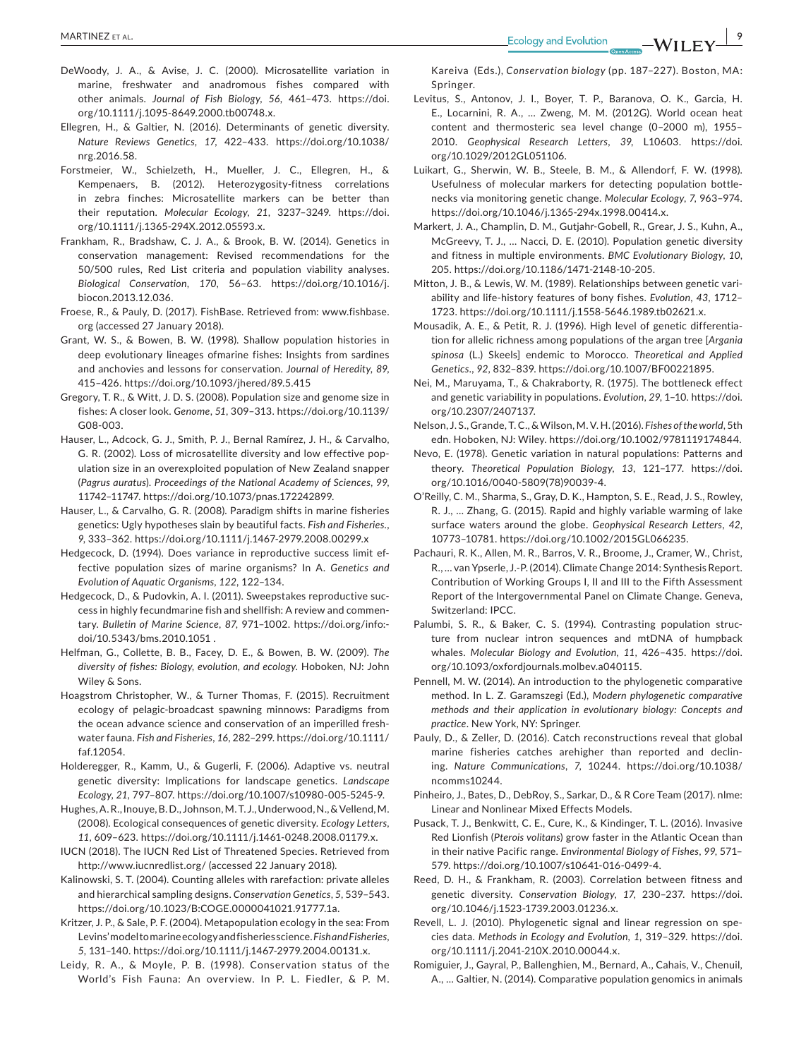DeWoody, J. A., & Avise, J. C. (2000). Microsatellite variation in marine, freshwater and anadromous fishes compared with other animals. *Journal of Fish Biology*, *56*, 461–473. https://doi.org/10.1111/j.1095-8649.2000.tb00748.x.

Ellegren, H., & Galtier, N. (2016). Determinants of genetic diversity. *Nature Reviews Genetics*, *17*, 422–433. https://doi.org/10.1038/nrg.2016.58.

Forstmeier, W., Schielzeth, H., Mueller, J. C., Ellegren, H., & Kempenaers, B. (2012). Heterozygosity-fitness correlations in zebra finches: Microsatellite markers can be better than their reputation. *Molecular Ecology*, *21*, 3237–3249. https://doi.org/10.1111/j.1365-294X.2012.05593.x.

Frankham, R., Bradshaw, C. J. A., & Brook, B. W. (2014). Genetics in conservation management: Revised recommendations for the 50/500 rules, Red List criteria and population viability analyses. *Biological Conservation*, *170*, 56–63. https://doi.org/10.1016/j.biocon.2013.12.036.

Froese, R., & Pauly, D. (2017). FishBase. Retrieved from: www.fishbase.org (accessed 27 January 2018).

Grant, W. S., & Bowen, B. W. (1998). Shallow population histories in deep evolutionary lineages ofmarine fishes: Insights from sardines and anchovies and lessons for conservation. *Journal of Heredity*, *89*, 415–426. https://doi.org/10.1093/jhered/89.5.415

Gregory, T. R., & Witt, J. D. S. (2008). Population size and genome size in fishes: A closer look. *Genome*, *51*, 309–313. https://doi.org/10.1139/G08-003.

Hauser, L., Adcock, G. J., Smith, P. J., Bernal Ramírez, J. H., & Carvalho, G. R. (2002). Loss of microsatellite diversity and low effective population size in an overexploited population of New Zealand snapper (*Pagrus auratus*). *Proceedings of the National Academy of Sciences*, *99*, 11742–11747. https://doi.org/10.1073/pnas.172242899.

Hauser, L., & Carvalho, G. R. (2008). Paradigm shifts in marine fisheries genetics: Ugly hypotheses slain by beautiful facts. *Fish and Fisheries.*, *9*, 333–362. https://doi.org/10.1111/j.1467-2979.2008.00299.x

Hedgecock, D. (1994). Does variance in reproductive success limit effective population sizes of marine organisms? In A. *Genetics and Evolution of Aquatic Organisms*, *122*, 122–134.

Hedgecock, D., & Pudovkin, A. I. (2011). Sweepstakes reproductive success in highly fecundmarine fish and shellfish: A review and commentary. *Bulletin of Marine Science*, *87*, 971–1002. https://doi.org/info:doi/10.5343/bms.2010.1051 .

Helfman, G., Collette, B. B., Facey, D. E., & Bowen, B. W. (2009). *The diversity of fishes: Biology, evolution, and ecology*. Hoboken, NJ: John Wiley & Sons.

Hoagstrom Christopher, W., & Turner Thomas, F. (2015). Recruitment ecology of pelagic-broadcast spawning minnows: Paradigms from the ocean advance science and conservation of an imperilled freshwater fauna. *Fish and Fisheries*, *16*, 282–299. https://doi.org/10.1111/faf.12054.

Holderegger, R., Kamm, U., & Gugerli, F. (2006). Adaptive vs. neutral genetic diversity: Implications for landscape genetics. *Landscape Ecology*, *21*, 797–807. https://doi.org/10.1007/s10980-005-5245-9.

Hughes, A. R., Inouye, B. D., Johnson, M. T. J., Underwood, N., & Vellend, M. (2008). Ecological consequences of genetic diversity. *Ecology Letters*, *11*, 609–623. https://doi.org/10.1111/j.1461-0248.2008.01179.x.

IUCN (2018). The IUCN Red List of Threatened Species. Retrieved from http://www.iucnredlist.org/ (accessed 22 January 2018).

Kalinowski, S. T. (2004). Counting alleles with rarefaction: private alleles and hierarchical sampling designs. *Conservation Genetics*, *5*, 539–543. https://doi.org/10.1023/B:COGE.0000041021.91777.1a.

Kritzer, J. P., & Sale, P. F. (2004). Metapopulation ecology in the sea: From Levins' model to marine ecology and fisheries science. *Fish and Fisheries*, *5*, 131–140. https://doi.org/10.1111/j.1467-2979.2004.00131.x.

Leidy, R. A., & Moyle, P. B. (1998). Conservation status of the World's Fish Fauna: An overview. In P. L. Fiedler, & P. M. Kareiva (Eds.), *Conservation biology* (pp. 187–227). Boston, MA: Springer.

Levitus, S., Antonov, J. I., Boyer, T. P., Baranova, O. K., Garcia, H. E., Locarnini, R. A., … Zweng, M. M. (2012G). World ocean heat content and thermosteric sea level change (0–2000 m), 1955–2010. *Geophysical Research Letters*, *39*, L10603. https://doi.org/10.1029/2012GL051106.

Luikart, G., Sherwin, W. B., Steele, B. M., & Allendorf, F. W. (1998). Usefulness of molecular markers for detecting population bottlenecks via monitoring genetic change. *Molecular Ecology*, *7*, 963–974. https://doi.org/10.1046/j.1365-294x.1998.00414.x.

Markert, J. A., Champlin, D. M., Gutjahr-Gobell, R., Grear, J. S., Kuhn, A., McGreevy, T. J., … Nacci, D. E. (2010). Population genetic diversity and fitness in multiple environments. *BMC Evolutionary Biology*, *10*, 205. https://doi.org/10.1186/1471-2148-10-205.

Mitton, J. B., & Lewis, W. M. (1989). Relationships between genetic variability and life-history features of bony fishes. *Evolution*, *43*, 1712–1723. https://doi.org/10.1111/j.1558-5646.1989.tb02621.x.

Mousadik, A. E., & Petit, R. J. (1996). High level of genetic differentiation for allelic richness among populations of the argan tree [*Argania spinosa* (L.) Skeels] endemic to Morocco. *Theoretical and Applied Genetics.*, *92*, 832–839. https://doi.org/10.1007/BF00221895.

Nei, M., Maruyama, T., & Chakraborty, R. (1975). The bottleneck effect and genetic variability in populations. *Evolution*, *29*, 1–10. https://doi.org/10.2307/2407137.

Nelson, J. S., Grande, T. C., & Wilson, M. V. H. (2016). *Fishes of the world*, 5th edn. Hoboken, NJ: Wiley. https://doi.org/10.1002/9781119174844.

Nevo, E. (1978). Genetic variation in natural populations: Patterns and theory. *Theoretical Population Biology*, *13*, 121–177. https://doi.org/10.1016/0040-5809(78)90039-4.

O'Reilly, C. M., Sharma, S., Gray, D. K., Hampton, S. E., Read, J. S., Rowley, R. J., … Zhang, G. (2015). Rapid and highly variable warming of lake surface waters around the globe. *Geophysical Research Letters*, *42*, 10773–10781. https://doi.org/10.1002/2015GL066235.

Pachauri, R. K., Allen, M. R., Barros, V. R., Broome, J., Cramer, W., Christ, R., … van Ypserle, J.-P. (2014). Climate Change 2014: Synthesis Report. Contribution of Working Groups I, II and III to the Fifth Assessment Report of the Intergovernmental Panel on Climate Change. Geneva, Switzerland: IPCC.

Palumbi, S. R., & Baker, C. S. (1994). Contrasting population structure from nuclear intron sequences and mtDNA of humpback whales. *Molecular Biology and Evolution*, *11*, 426–435. https://doi.org/10.1093/oxfordjournals.molbev.a040115.

Pennell, M. W. (2014). An introduction to the phylogenetic comparative method. In L. Z. Garamszegi (Ed.), *Modern phylogenetic comparative methods and their application in evolutionary biology: Concepts and practice*. New York, NY: Springer.

Pauly, D., & Zeller, D. (2016). Catch reconstructions reveal that global marine fisheries catches arehigher than reported and declining. *Nature Communications*, *7*, 10244. https://doi.org/10.1038/ncomms10244.

Pinheiro, J., Bates, D., DebRoy, S., Sarkar, D., & R Core Team (2017). nlme: Linear and Nonlinear Mixed Effects Models.

Pusack, T. J., Benkwitt, C. E., Cure, K., & Kindinger, T. L. (2016). Invasive Red Lionfish (*Pterois volitans*) grow faster in the Atlantic Ocean than in their native Pacific range. *Environmental Biology of Fishes*, *99*, 571–579. https://doi.org/10.1007/s10641-016-0499-4.

Reed, D. H., & Frankham, R. (2003). Correlation between fitness and genetic diversity. *Conservation Biology*, *17*, 230–237. https://doi.org/10.1046/j.1523-1739.2003.01236.x.

Revell, L. J. (2010). Phylogenetic signal and linear regression on species data. *Methods in Ecology and Evolution*, *1*, 319–329. https://doi.org/10.1111/j.2041-210X.2010.00044.x.

Romiguier, J., Gayral, P., Ballenghien, M., Bernard, A., Cahais, V., Chenuil, A., … Galtier, N. (2014). Comparative population genomics in animals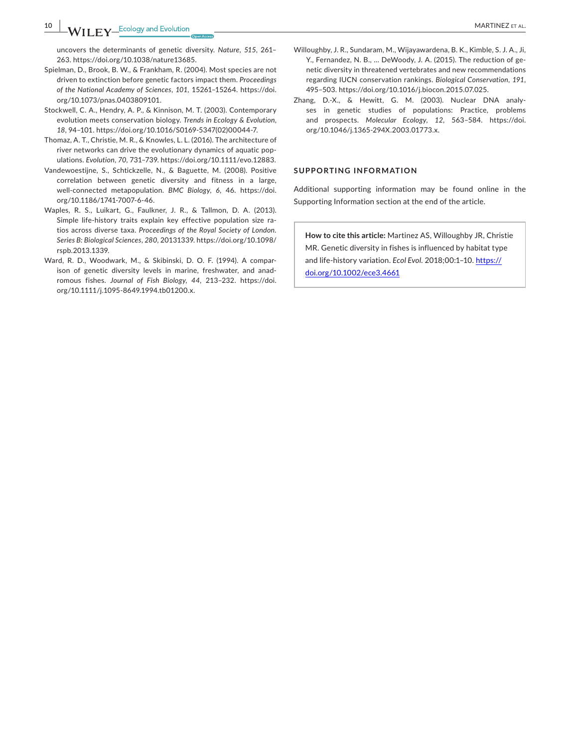uncovers the determinants of genetic diversity. *Nature*, *515*, 261–263. https://doi.org/10.1038/nature13685.

Spielman, D., Brook, B. W., & Frankham, R. (2004). Most species are not driven to extinction before genetic factors impact them. *Proceedings of the National Academy of Sciences*, *101*, 15261–15264. https://doi.org/10.1073/pnas.0403809101.

Stockwell, C. A., Hendry, A. P., & Kinnison, M. T. (2003). Contemporary evolution meets conservation biology. *Trends in Ecology & Evolution*, *18*, 94–101. https://doi.org/10.1016/S0169-5347(02)00044-7.

Thomaz, A. T., Christie, M. R., & Knowles, L. L. (2016). The architecture of river networks can drive the evolutionary dynamics of aquatic populations. *Evolution*, *70*, 731–739. https://doi.org/10.1111/evo.12883.

Vandewoestijne, S., Schtickzelle, N., & Baguette, M. (2008). Positive correlation between genetic diversity and fitness in a large, well-connected metapopulation. *BMC Biology*, *6*, 46. https://doi.org/10.1186/1741-7007-6-46.

Waples, R. S., Luikart, G., Faulkner, J. R., & Tallmon, D. A. (2013). Simple life-history traits explain key effective population size ratios across diverse taxa. *Proceedings of the Royal Society of London. Series B: Biological Sciences*, *280*, 20131339. https://doi.org/10.1098/rspb.2013.1339.

Ward, R. D., Woodwark, M., & Skibinski, D. O. F. (1994). A comparison of genetic diversity levels in marine, freshwater, and anadromous fishes. *Journal of Fish Biology*, *44*, 213–232. https://doi.org/10.1111/j.1095-8649.1994.tb01200.x.

Willoughby, J. R., Sundaram, M., Wijayawardena, B. K., Kimble, S. J. A., Ji, Y., Fernandez, N. B., … DeWoody, J. A. (2015). The reduction of genetic diversity in threatened vertebrates and new recommendations regarding IUCN conservation rankings. *Biological Conservation*, *191*, 495–503. https://doi.org/10.1016/j.biocon.2015.07.025.

Zhang, D.-X., & Hewitt, G. M. (2003). Nuclear DNA analyses in genetic studies of populations: Practice, problems and prospects. *Molecular Ecology*, *12*, 563–584. https://doi.org/10.1046/j.1365-294X.2003.01773.x.

## SUPPORTING INFORMATION

Additional supporting information may be found online in the Supporting Information section at the end of the article.

**How to cite this article:** Martinez AS, Willoughby JR, Christie MR. Genetic diversity in fishes is influenced by habitat type and life-history variation. *Ecol Evol.* 2018;00:1–10. https://doi.org/10.1002/ece3.4661